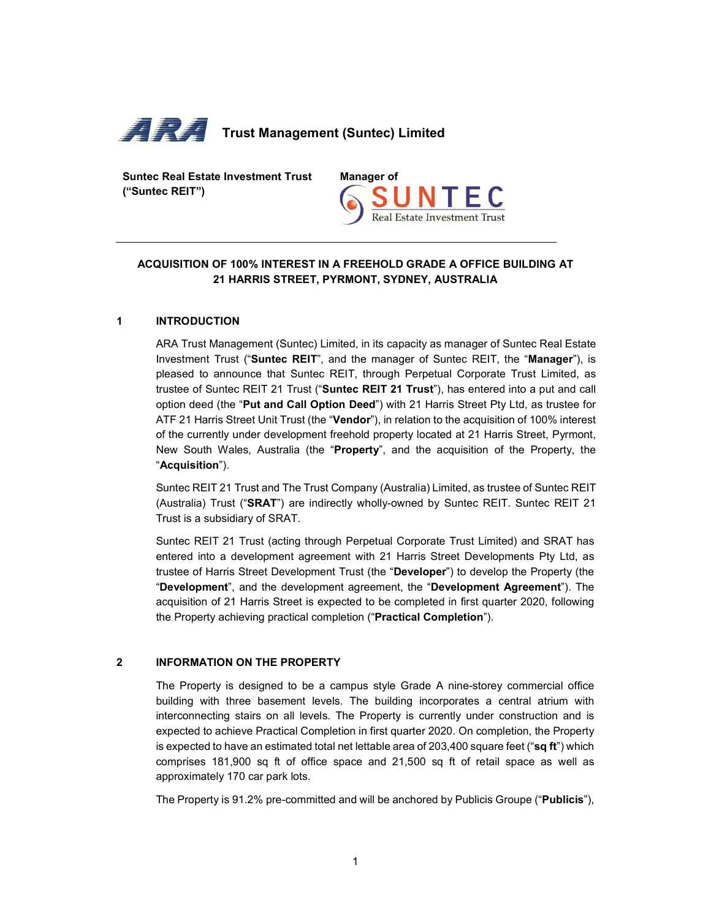**ARA Trust Management (Suntec) Limited**

**Suntec Real Estate Investment Trust („Suntec REIT")**

**Manager of SUNTEC Real Estate Investment Trust**

---

# ACQUISITION OF 100% INTEREST IN A FREEHOLD GRADE A OFFICE BUILDING AT 21 HARRIS STREET, PYRMONT, SYDNEY, AUSTRALIA

## 1 INTRODUCTION

ARA Trust Management (Suntec) Limited, in its capacity as manager of Suntec Real Estate Investment Trust ("**Suntec REIT**", and the manager of Suntec REIT, the "**Manager**"), is pleased to announce that Suntec REIT, through Perpetual Corporate Trust Limited, as trustee of Suntec REIT 21 Trust ("**Suntec REIT 21 Trust**"), has entered into a put and call option deed (the "**Put and Call Option Deed**") with 21 Harris Street Pty Ltd, as trustee for ATF 21 Harris Street Unit Trust (the "**Vendor**"), in relation to the acquisition of 100% interest of the currently under development freehold property located at 21 Harris Street, Pyrmont, New South Wales, Australia (the "**Property**", and the acquisition of the Property, the "**Acquisition**").

Suntec REIT 21 Trust and The Trust Company (Australia) Limited, as trustee of Suntec REIT (Australia) Trust ("**SRAT**") are indirectly wholly-owned by Suntec REIT. Suntec REIT 21 Trust is a subsidiary of SRAT.

Suntec REIT 21 Trust (acting through Perpetual Corporate Trust Limited) and SRAT has entered into a development agreement with 21 Harris Street Developments Pty Ltd, as trustee of Harris Street Development Trust (the "**Developer**") to develop the Property (the "**Development**", and the development agreement, the "**Development Agreement**"). The acquisition of 21 Harris Street is expected to be completed in first quarter 2020, following the Property achieving practical completion ("**Practical Completion**").

## 2 INFORMATION ON THE PROPERTY

The Property is designed to be a campus style Grade A nine-storey commercial office building with three basement levels. The building incorporates a central atrium with interconnecting stairs on all levels. The Property is currently under construction and is expected to achieve Practical Completion in first quarter 2020. On completion, the Property is expected to have an estimated total net lettable area of 203,400 square feet ("**sq ft**") which comprises 181,900 sq ft of office space and 21,500 sq ft of retail space as well as approximately 170 car park lots.

The Property is 91.2% pre-committed and will be anchored by Publicis Groupe ("**Publicis**"),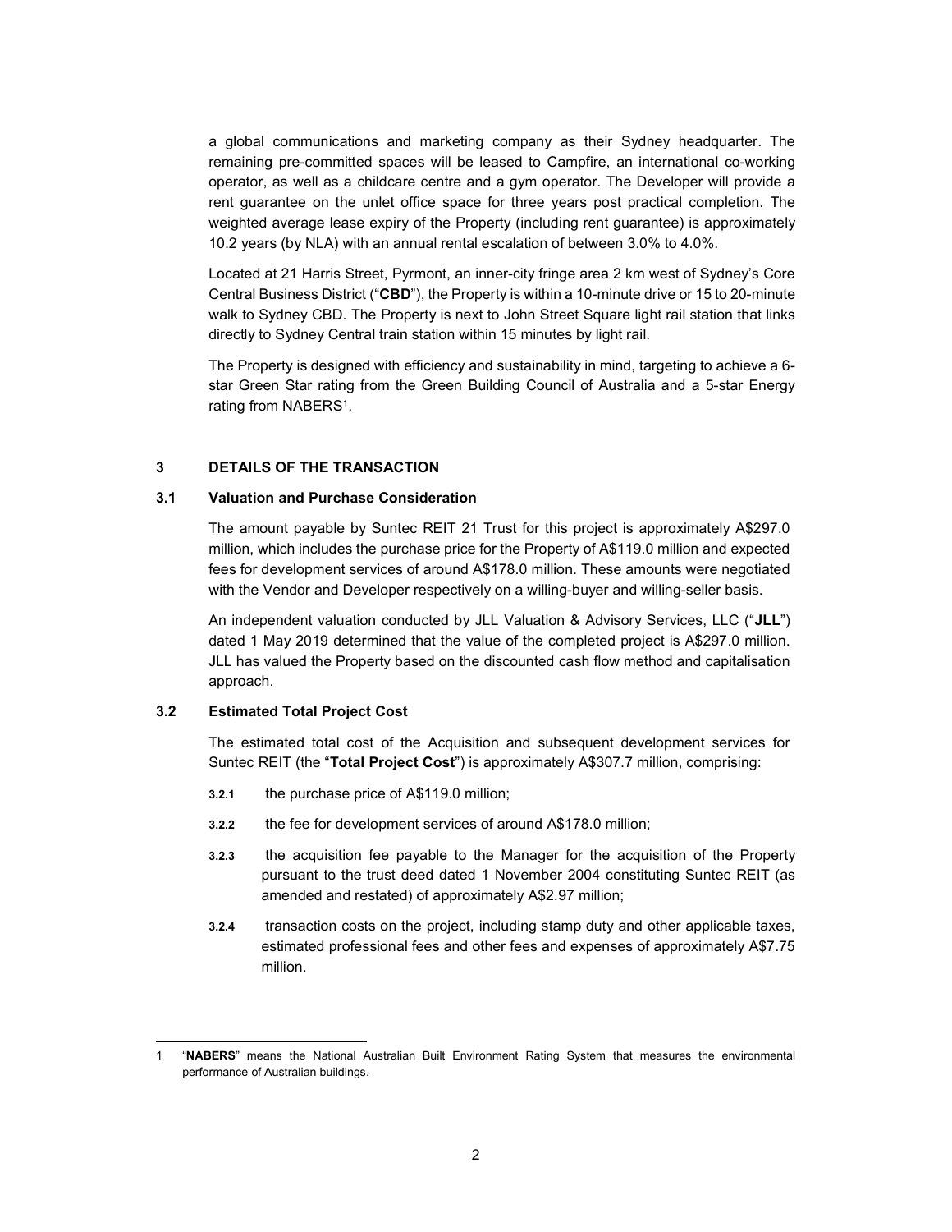a global communications and marketing company as their Sydney headquarter. The remaining pre-committed spaces will be leased to Campfire, an international co-working operator, as well as a childcare centre and a gym operator. The Developer will provide a rent guarantee on the unlet office space for three years post practical completion. The weighted average lease expiry of the Property (including rent guarantee) is approximately 10.2 years (by NLA) with an annual rental escalation of between 3.0% to 4.0%.

Located at 21 Harris Street, Pyrmont, an inner-city fringe area 2 km west of Sydney's Core Central Business District ("**CBD**"), the Property is within a 10-minute drive or 15 to 20-minute walk to Sydney CBD. The Property is next to John Street Square light rail station that links directly to Sydney Central train station within 15 minutes by light rail.

The Property is designed with efficiency and sustainability in mind, targeting to achieve a 6-star Green Star rating from the Green Building Council of Australia and a 5-star Energy rating from NABERS[1].

## 3 DETAILS OF THE TRANSACTION

### 3.1 Valuation and Purchase Consideration

The amount payable by Suntec REIT 21 Trust for this project is approximately A$297.0 million, which includes the purchase price for the Property of A$119.0 million and expected fees for development services of around A$178.0 million. These amounts were negotiated with the Vendor and Developer respectively on a willing-buyer and willing-seller basis.

An independent valuation conducted by JLL Valuation & Advisory Services, LLC ("**JLL**") dated 1 May 2019 determined that the value of the completed project is A$297.0 million. JLL has valued the Property based on the discounted cash flow method and capitalisation approach.

### 3.2 Estimated Total Project Cost

The estimated total cost of the Acquisition and subsequent development services for Suntec REIT (the "**Total Project Cost**") is approximately A$307.7 million, comprising:

**3.2.1** the purchase price of A$119.0 million;

**3.2.2** the fee for development services of around A$178.0 million;

**3.2.3** the acquisition fee payable to the Manager for the acquisition of the Property pursuant to the trust deed dated 1 November 2004 constituting Suntec REIT (as amended and restated) of approximately A$2.97 million;

**3.2.4** transaction costs on the project, including stamp duty and other applicable taxes, estimated professional fees and other fees and expenses of approximately A$7.75 million.

---

1 "**NABERS**" means the National Australian Built Environment Rating System that measures the environmental performance of Australian buildings.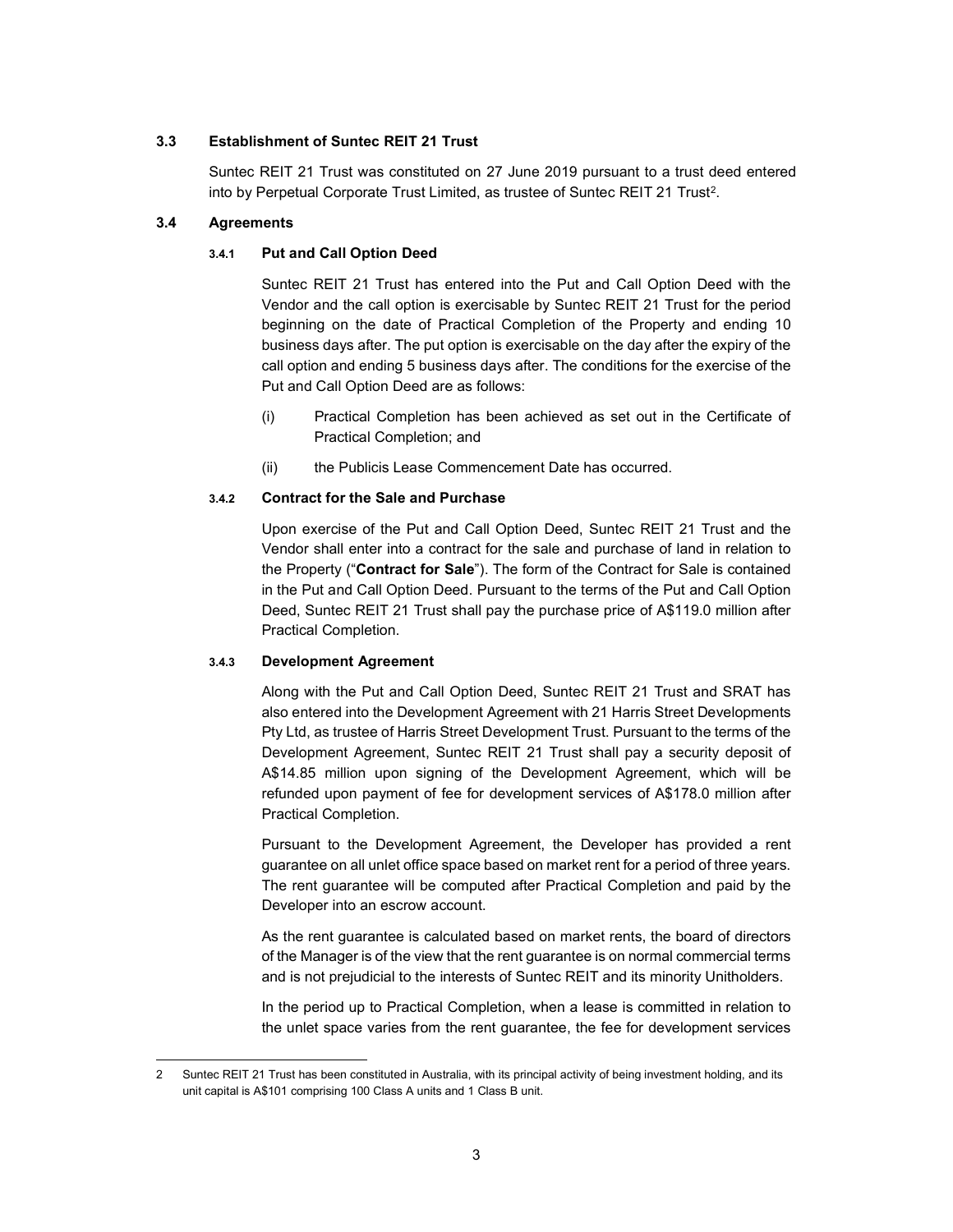### 3.3 Establishment of Suntec REIT 21 Trust

Suntec REIT 21 Trust was constituted on 27 June 2019 pursuant to a trust deed entered into by Perpetual Corporate Trust Limited, as trustee of Suntec REIT 21 Trust[2].

### 3.4 Agreements

#### 3.4.1 Put and Call Option Deed

Suntec REIT 21 Trust has entered into the Put and Call Option Deed with the Vendor and the call option is exercisable by Suntec REIT 21 Trust for the period beginning on the date of Practical Completion of the Property and ending 10 business days after. The put option is exercisable on the day after the expiry of the call option and ending 5 business days after. The conditions for the exercise of the Put and Call Option Deed are as follows:

(i) Practical Completion has been achieved as set out in the Certificate of Practical Completion; and

(ii) the Publicis Lease Commencement Date has occurred.

#### 3.4.2 Contract for the Sale and Purchase

Upon exercise of the Put and Call Option Deed, Suntec REIT 21 Trust and the Vendor shall enter into a contract for the sale and purchase of land in relation to the Property ("**Contract for Sale**"). The form of the Contract for Sale is contained in the Put and Call Option Deed. Pursuant to the terms of the Put and Call Option Deed, Suntec REIT 21 Trust shall pay the purchase price of A$119.0 million after Practical Completion.

#### 3.4.3 Development Agreement

Along with the Put and Call Option Deed, Suntec REIT 21 Trust and SRAT has also entered into the Development Agreement with 21 Harris Street Developments Pty Ltd, as trustee of Harris Street Development Trust. Pursuant to the terms of the Development Agreement, Suntec REIT 21 Trust shall pay a security deposit of A$14.85 million upon signing of the Development Agreement, which will be refunded upon payment of fee for development services of A$178.0 million after Practical Completion.

Pursuant to the Development Agreement, the Developer has provided a rent guarantee on all unlet office space based on market rent for a period of three years. The rent guarantee will be computed after Practical Completion and paid by the Developer into an escrow account.

As the rent guarantee is calculated based on market rents, the board of directors of the Manager is of the view that the rent guarantee is on normal commercial terms and is not prejudicial to the interests of Suntec REIT and its minority Unitholders.

In the period up to Practical Completion, when a lease is committed in relation to the unlet space varies from the rent guarantee, the fee for development services

---

[2] Suntec REIT 21 Trust has been constituted in Australia, with its principal activity of being investment holding, and its unit capital is A$101 comprising 100 Class A units and 1 Class B unit.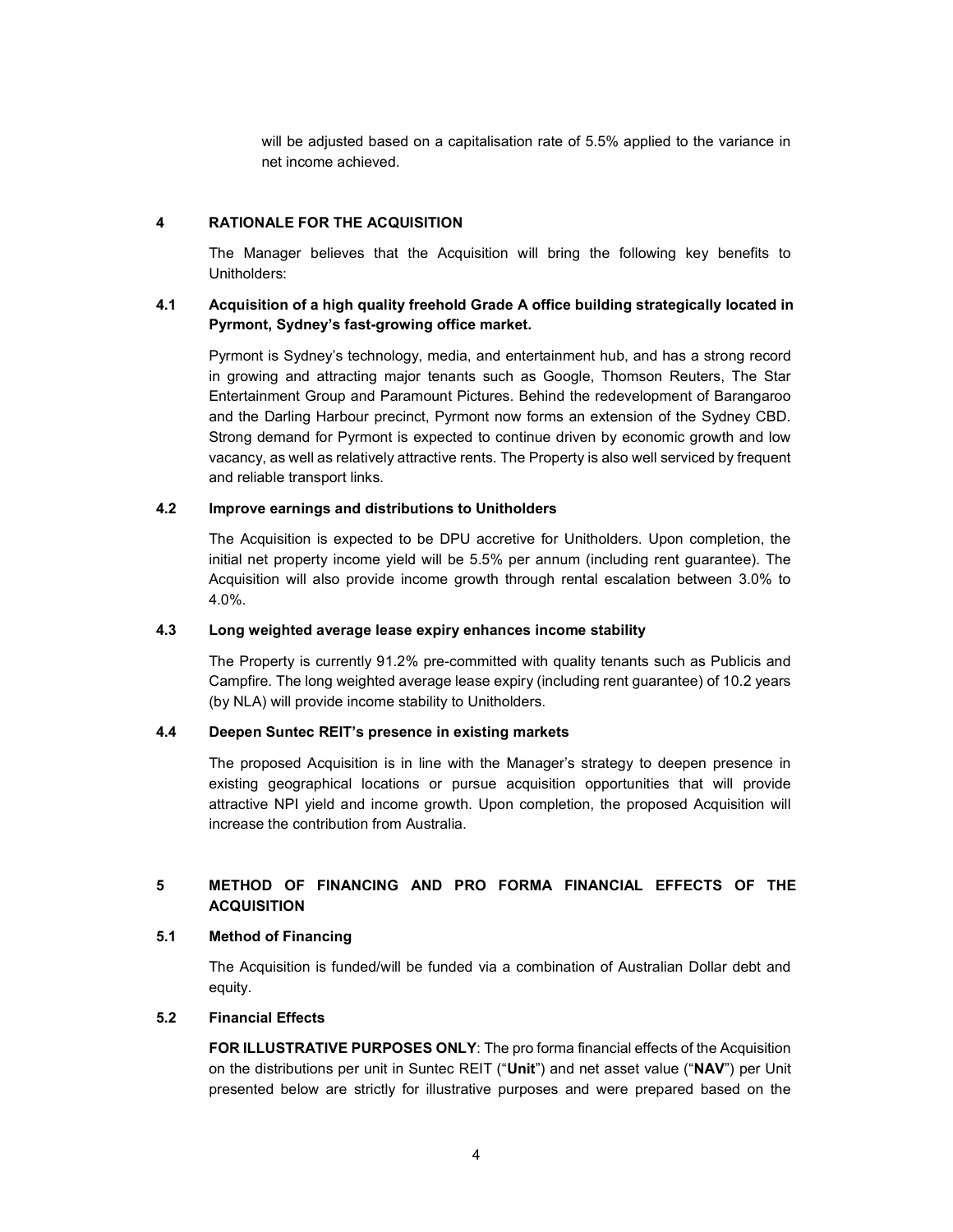will be adjusted based on a capitalisation rate of 5.5% applied to the variance in net income achieved.

## 4 RATIONALE FOR THE ACQUISITION

The Manager believes that the Acquisition will bring the following key benefits to Unitholders:

### 4.1 Acquisition of a high quality freehold Grade A office building strategically located in Pyrmont, Sydney's fast-growing office market.

Pyrmont is Sydney's technology, media, and entertainment hub, and has a strong record in growing and attracting major tenants such as Google, Thomson Reuters, The Star Entertainment Group and Paramount Pictures. Behind the redevelopment of Barangaroo and the Darling Harbour precinct, Pyrmont now forms an extension of the Sydney CBD. Strong demand for Pyrmont is expected to continue driven by economic growth and low vacancy, as well as relatively attractive rents. The Property is also well serviced by frequent and reliable transport links.

### 4.2 Improve earnings and distributions to Unitholders

The Acquisition is expected to be DPU accretive for Unitholders. Upon completion, the initial net property income yield will be 5.5% per annum (including rent guarantee). The Acquisition will also provide income growth through rental escalation between 3.0% to 4.0%.

### 4.3 Long weighted average lease expiry enhances income stability

The Property is currently 91.2% pre-committed with quality tenants such as Publicis and Campfire. The long weighted average lease expiry (including rent guarantee) of 10.2 years (by NLA) will provide income stability to Unitholders.

### 4.4 Deepen Suntec REIT's presence in existing markets

The proposed Acquisition is in line with the Manager's strategy to deepen presence in existing geographical locations or pursue acquisition opportunities that will provide attractive NPI yield and income growth. Upon completion, the proposed Acquisition will increase the contribution from Australia.

## 5 METHOD OF FINANCING AND PRO FORMA FINANCIAL EFFECTS OF THE ACQUISITION

### 5.1 Method of Financing

The Acquisition is funded/will be funded via a combination of Australian Dollar debt and equity.

### 5.2 Financial Effects

**FOR ILLUSTRATIVE PURPOSES ONLY**: The pro forma financial effects of the Acquisition on the distributions per unit in Suntec REIT ("**Unit**") and net asset value ("**NAV**") per Unit presented below are strictly for illustrative purposes and were prepared based on the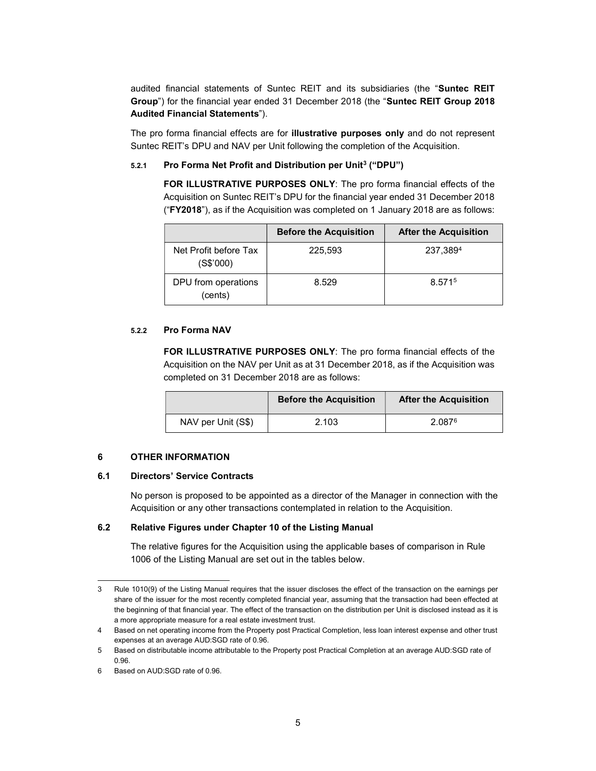audited financial statements of Suntec REIT and its subsidiaries (the "**Suntec REIT Group**") for the financial year ended 31 December 2018 (the "**Suntec REIT Group 2018 Audited Financial Statements**").

The pro forma financial effects are for **illustrative purposes only** and do not represent Suntec REIT's DPU and NAV per Unit following the completion of the Acquisition.

#### 5.2.1 Pro Forma Net Profit and Distribution per Unit[3] ("DPU")

**FOR ILLUSTRATIVE PURPOSES ONLY**: The pro forma financial effects of the Acquisition on Suntec REIT's DPU for the financial year ended 31 December 2018 ("**FY2018**"), as if the Acquisition was completed on 1 January 2018 are as follows:

| | Before the Acquisition | After the Acquisition |
|---|---|---|
| Net Profit before Tax (S$'000) | 225,593 | 237,389[4] |
| DPU from operations (cents) | 8.529 | 8.571[5] |

#### 5.2.2 Pro Forma NAV

**FOR ILLUSTRATIVE PURPOSES ONLY**: The pro forma financial effects of the Acquisition on the NAV per Unit as at 31 December 2018, as if the Acquisition was completed on 31 December 2018 are as follows:

| | Before the Acquisition | After the Acquisition |
|---|---|---|
| NAV per Unit (S$) | 2.103 | 2.087[6] |

## 6 OTHER INFORMATION

### 6.1 Directors' Service Contracts

No person is proposed to be appointed as a director of the Manager in connection with the Acquisition or any other transactions contemplated in relation to the Acquisition.

### 6.2 Relative Figures under Chapter 10 of the Listing Manual

The relative figures for the Acquisition using the applicable bases of comparison in Rule 1006 of the Listing Manual are set out in the tables below.

---

3 Rule 1010(9) of the Listing Manual requires that the issuer discloses the effect of the transaction on the earnings per share of the issuer for the most recently completed financial year, assuming that the transaction had been effected at the beginning of that financial year. The effect of the transaction on the distribution per Unit is disclosed instead as it is a more appropriate measure for a real estate investment trust.

4 Based on net operating income from the Property post Practical Completion, less loan interest expense and other trust expenses at an average AUD:SGD rate of 0.96.

5 Based on distributable income attributable to the Property post Practical Completion at an average AUD:SGD rate of 0.96.

6 Based on AUD:SGD rate of 0.96.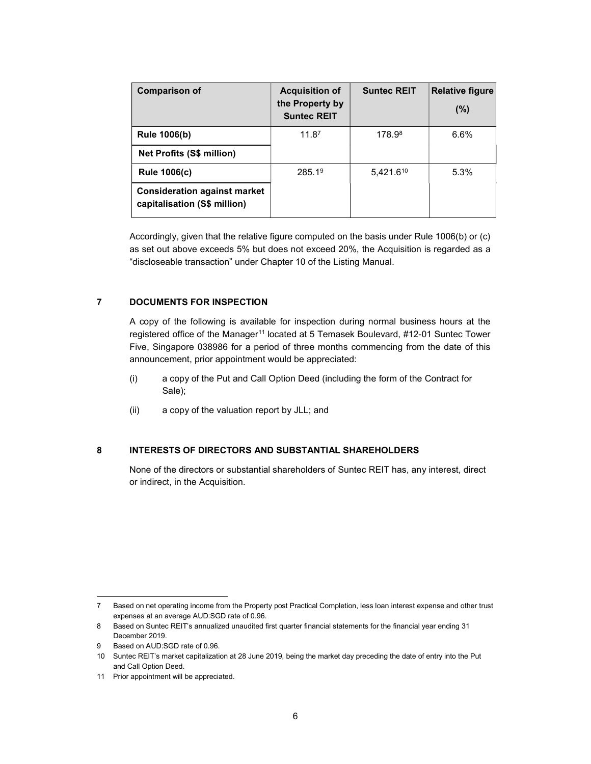| Comparison of | Acquisition of the Property by Suntec REIT | Suntec REIT | Relative figure (%) |
|---|---|---|---|
| **Rule 1006(b)** **Net Profits (S$ million)** | 11.8[7] | 178.9[8] | 6.6% |
| **Rule 1006(c)** **Consideration against market capitalisation (S$ million)** | 285.1[9] | 5,421.6[10] | 5.3% |

Accordingly, given that the relative figure computed on the basis under Rule 1006(b) or (c) as set out above exceeds 5% but does not exceed 20%, the Acquisition is regarded as a "discloseable transaction" under Chapter 10 of the Listing Manual.

## 7 DOCUMENTS FOR INSPECTION

A copy of the following is available for inspection during normal business hours at the registered office of the Manager[11] located at 5 Temasek Boulevard, #12-01 Suntec Tower Five, Singapore 038986 for a period of three months commencing from the date of this announcement, prior appointment would be appreciated:

(i) a copy of the Put and Call Option Deed (including the form of the Contract for Sale);

(ii) a copy of the valuation report by JLL; and

## 8 INTERESTS OF DIRECTORS AND SUBSTANTIAL SHAREHOLDERS

None of the directors or substantial shareholders of Suntec REIT has, any interest, direct or indirect, in the Acquisition.

---

7 Based on net operating income from the Property post Practical Completion, less loan interest expense and other trust expenses at an average AUD:SGD rate of 0.96.

8 Based on Suntec REIT's annualized unaudited first quarter financial statements for the financial year ending 31 December 2019.

9 Based on AUD:SGD rate of 0.96.

10 Suntec REIT's market capitalization at 28 June 2019, being the market day preceding the date of entry into the Put and Call Option Deed.

11 Prior appointment will be appreciated.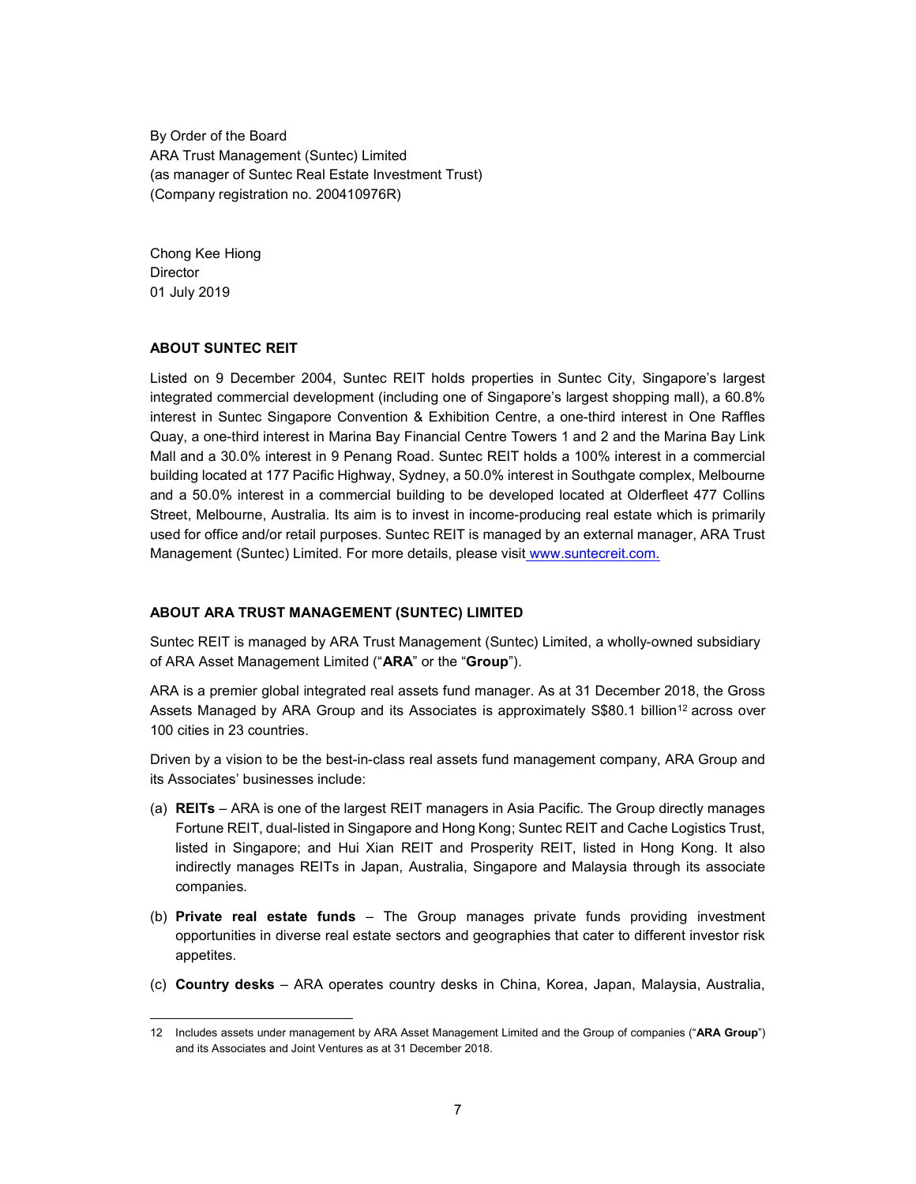By Order of the Board
ARA Trust Management (Suntec) Limited
(as manager of Suntec Real Estate Investment Trust)
(Company registration no. 200410976R)

Chong Kee Hiong
Director
01 July 2019

**ABOUT SUNTEC REIT**

Listed on 9 December 2004, Suntec REIT holds properties in Suntec City, Singapore's largest integrated commercial development (including one of Singapore's largest shopping mall), a 60.8% interest in Suntec Singapore Convention & Exhibition Centre, a one-third interest in One Raffles Quay, a one-third interest in Marina Bay Financial Centre Towers 1 and 2 and the Marina Bay Link Mall and a 30.0% interest in 9 Penang Road. Suntec REIT holds a 100% interest in a commercial building located at 177 Pacific Highway, Sydney, a 50.0% interest in Southgate complex, Melbourne and a 50.0% interest in a commercial building to be developed located at Olderfleet 477 Collins Street, Melbourne, Australia. Its aim is to invest in income-producing real estate which is primarily used for office and/or retail purposes. Suntec REIT is managed by an external manager, ARA Trust Management (Suntec) Limited. For more details, please visit www.suntecreit.com.

**ABOUT ARA TRUST MANAGEMENT (SUNTEC) LIMITED**

Suntec REIT is managed by ARA Trust Management (Suntec) Limited, a wholly-owned subsidiary of ARA Asset Management Limited ("**ARA**" or the "**Group**").

ARA is a premier global integrated real assets fund manager. As at 31 December 2018, the Gross Assets Managed by ARA Group and its Associates is approximately S$80.1 billion[12] across over 100 cities in 23 countries.

Driven by a vision to be the best-in-class real assets fund management company, ARA Group and its Associates' businesses include:

(a) **REITs** – ARA is one of the largest REIT managers in Asia Pacific. The Group directly manages Fortune REIT, dual-listed in Singapore and Hong Kong; Suntec REIT and Cache Logistics Trust, listed in Singapore; and Hui Xian REIT and Prosperity REIT, listed in Hong Kong. It also indirectly manages REITs in Japan, Australia, Singapore and Malaysia through its associate companies.

(b) **Private real estate funds** – The Group manages private funds providing investment opportunities in diverse real estate sectors and geographies that cater to different investor risk appetites.

(c) **Country desks** – ARA operates country desks in China, Korea, Japan, Malaysia, Australia,

---

12 Includes assets under management by ARA Asset Management Limited and the Group of companies ("**ARA Group**") and its Associates and Joint Ventures as at 31 December 2018.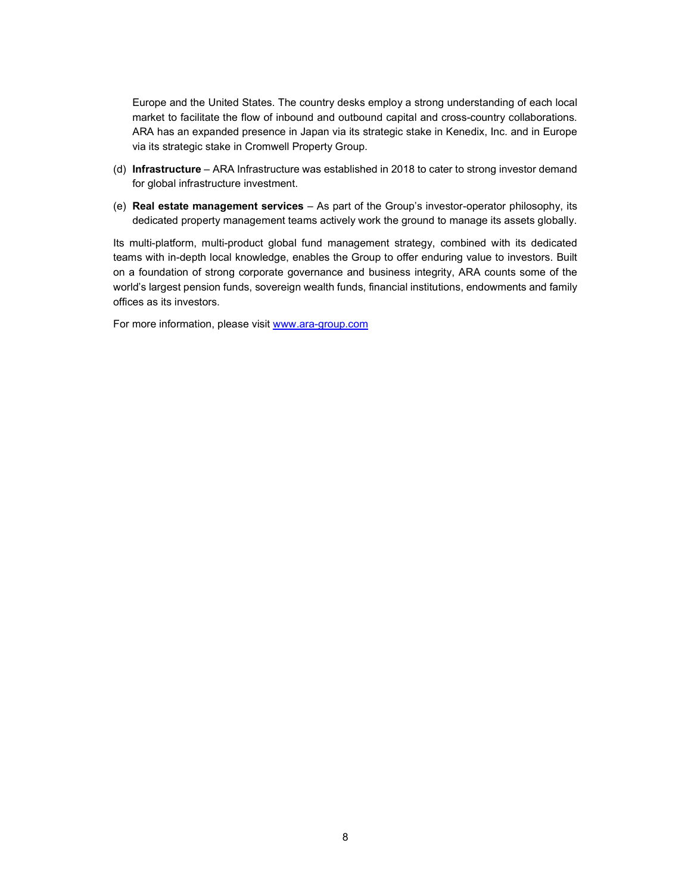Europe and the United States. The country desks employ a strong understanding of each local market to facilitate the flow of inbound and outbound capital and cross-country collaborations. ARA has an expanded presence in Japan via its strategic stake in Kenedix, Inc. and in Europe via its strategic stake in Cromwell Property Group.

(d) **Infrastructure** – ARA Infrastructure was established in 2018 to cater to strong investor demand for global infrastructure investment.

(e) **Real estate management services** – As part of the Group's investor-operator philosophy, its dedicated property management teams actively work the ground to manage its assets globally.

Its multi-platform, multi-product global fund management strategy, combined with its dedicated teams with in-depth local knowledge, enables the Group to offer enduring value to investors. Built on a foundation of strong corporate governance and business integrity, ARA counts some of the world's largest pension funds, sovereign wealth funds, financial institutions, endowments and family offices as its investors.

For more information, please visit [www.ara-group.com](http://www.ara-group.com)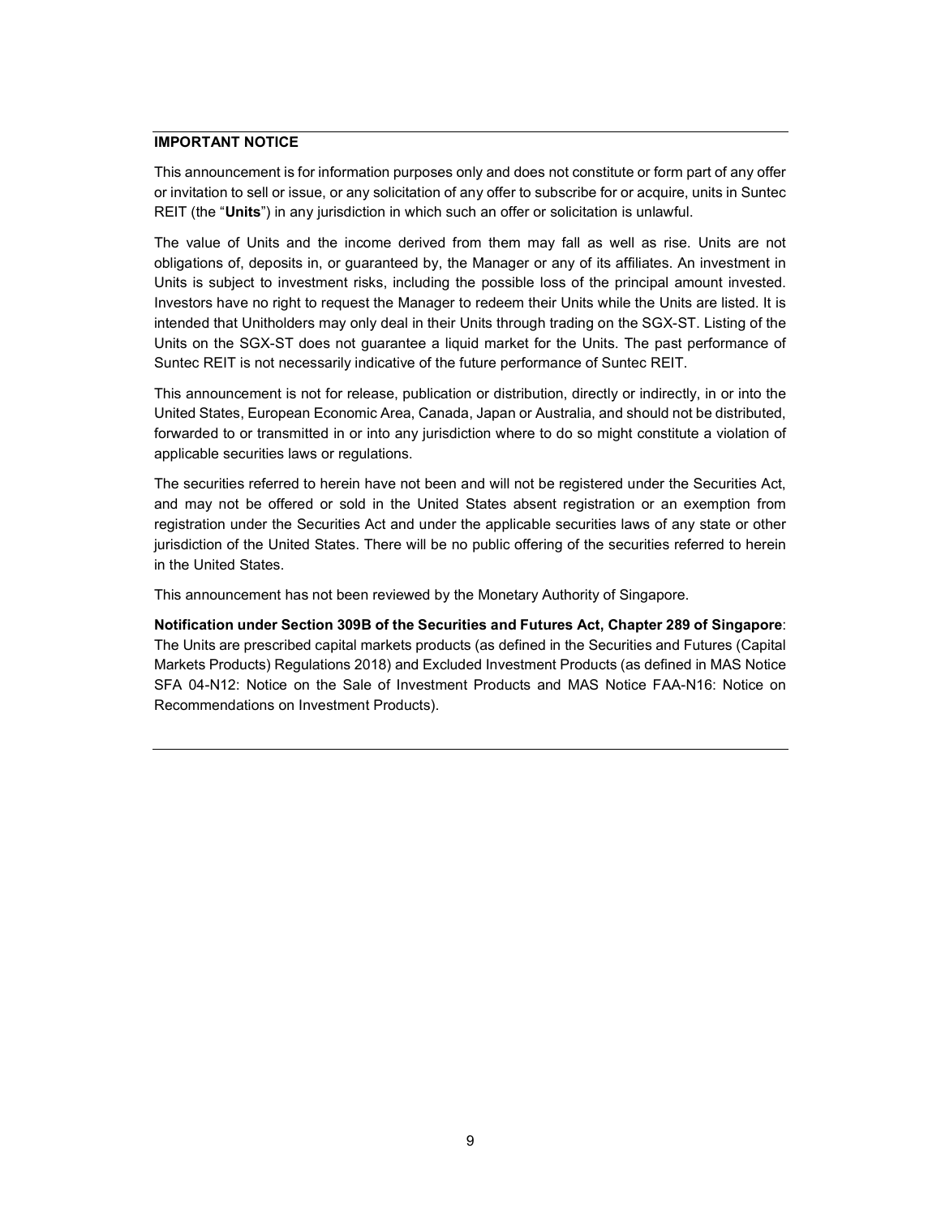**IMPORTANT NOTICE**

This announcement is for information purposes only and does not constitute or form part of any offer or invitation to sell or issue, or any solicitation of any offer to subscribe for or acquire, units in Suntec REIT (the "**Units**") in any jurisdiction in which such an offer or solicitation is unlawful.

The value of Units and the income derived from them may fall as well as rise. Units are not obligations of, deposits in, or guaranteed by, the Manager or any of its affiliates. An investment in Units is subject to investment risks, including the possible loss of the principal amount invested. Investors have no right to request the Manager to redeem their Units while the Units are listed. It is intended that Unitholders may only deal in their Units through trading on the SGX-ST. Listing of the Units on the SGX-ST does not guarantee a liquid market for the Units. The past performance of Suntec REIT is not necessarily indicative of the future performance of Suntec REIT.

This announcement is not for release, publication or distribution, directly or indirectly, in or into the United States, European Economic Area, Canada, Japan or Australia, and should not be distributed, forwarded to or transmitted in or into any jurisdiction where to do so might constitute a violation of applicable securities laws or regulations.

The securities referred to herein have not been and will not be registered under the Securities Act, and may not be offered or sold in the United States absent registration or an exemption from registration under the Securities Act and under the applicable securities laws of any state or other jurisdiction of the United States. There will be no public offering of the securities referred to herein in the United States.

This announcement has not been reviewed by the Monetary Authority of Singapore.

**Notification under Section 309B of the Securities and Futures Act, Chapter 289 of Singapore**: The Units are prescribed capital markets products (as defined in the Securities and Futures (Capital Markets Products) Regulations 2018) and Excluded Investment Products (as defined in MAS Notice SFA 04-N12: Notice on the Sale of Investment Products and MAS Notice FAA-N16: Notice on Recommendations on Investment Products).